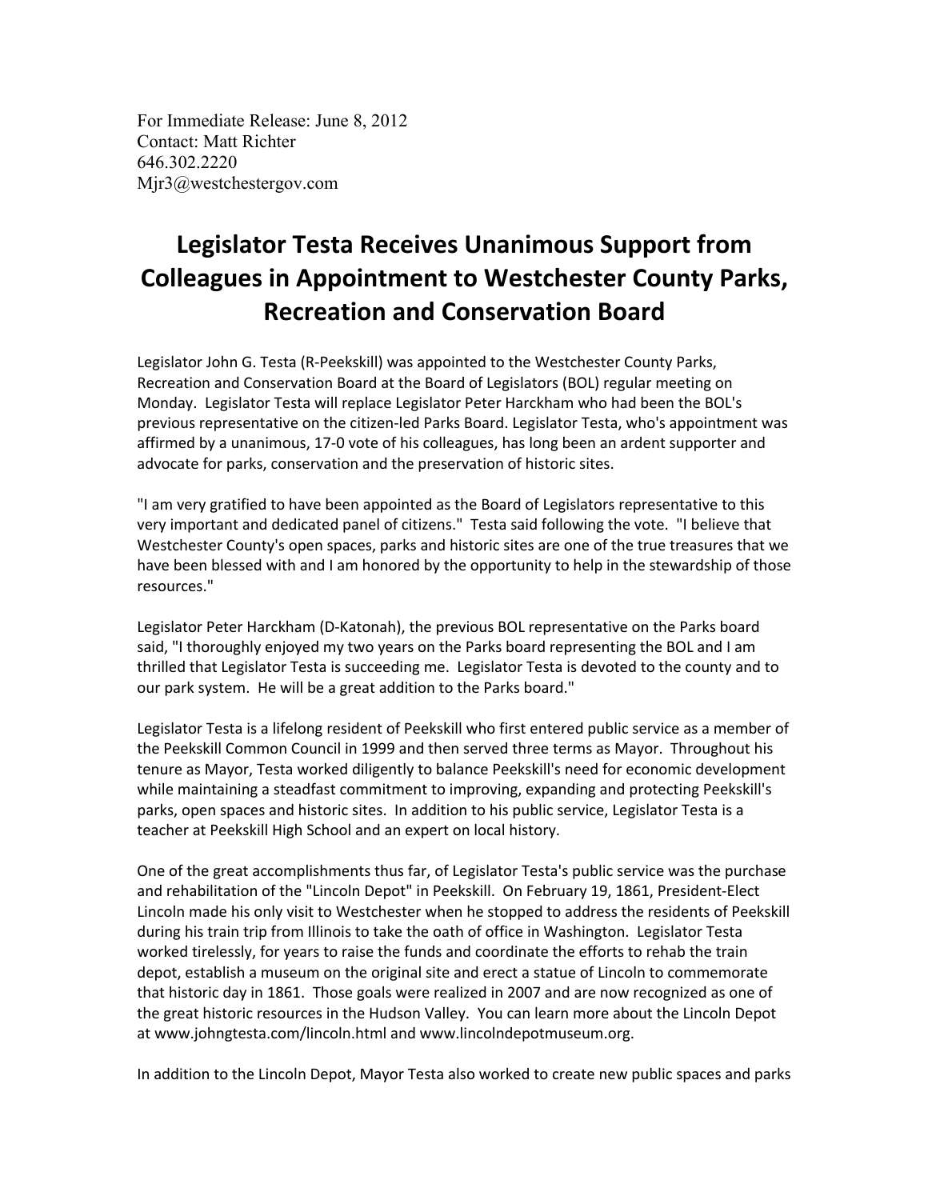For Immediate Release: June 8, 2012
Contact: Matt Richter
646.302.2220
Mjr3@westchestergov.com

# Legislator Testa Receives Unanimous Support from Colleagues in Appointment to Westchester County Parks, Recreation and Conservation Board

Legislator John G. Testa (R-Peekskill) was appointed to the Westchester County Parks, Recreation and Conservation Board at the Board of Legislators (BOL) regular meeting on Monday. Legislator Testa will replace Legislator Peter Harckham who had been the BOL's previous representative on the citizen-led Parks Board. Legislator Testa, who's appointment was affirmed by a unanimous, 17-0 vote of his colleagues, has long been an ardent supporter and advocate for parks, conservation and the preservation of historic sites.

"I am very gratified to have been appointed as the Board of Legislators representative to this very important and dedicated panel of citizens." Testa said following the vote. "I believe that Westchester County's open spaces, parks and historic sites are one of the true treasures that we have been blessed with and I am honored by the opportunity to help in the stewardship of those resources."

Legislator Peter Harckham (D-Katonah), the previous BOL representative on the Parks board said, "I thoroughly enjoyed my two years on the Parks board representing the BOL and I am thrilled that Legislator Testa is succeeding me. Legislator Testa is devoted to the county and to our park system. He will be a great addition to the Parks board."

Legislator Testa is a lifelong resident of Peekskill who first entered public service as a member of the Peekskill Common Council in 1999 and then served three terms as Mayor. Throughout his tenure as Mayor, Testa worked diligently to balance Peekskill's need for economic development while maintaining a steadfast commitment to improving, expanding and protecting Peekskill's parks, open spaces and historic sites. In addition to his public service, Legislator Testa is a teacher at Peekskill High School and an expert on local history.

One of the great accomplishments thus far, of Legislator Testa's public service was the purchase and rehabilitation of the "Lincoln Depot" in Peekskill. On February 19, 1861, President-Elect Lincoln made his only visit to Westchester when he stopped to address the residents of Peekskill during his train trip from Illinois to take the oath of office in Washington. Legislator Testa worked tirelessly, for years to raise the funds and coordinate the efforts to rehab the train depot, establish a museum on the original site and erect a statue of Lincoln to commemorate that historic day in 1861. Those goals were realized in 2007 and are now recognized as one of the great historic resources in the Hudson Valley. You can learn more about the Lincoln Depot at www.johngtesta.com/lincoln.html and www.lincolndepotmuseum.org.

In addition to the Lincoln Depot, Mayor Testa also worked to create new public spaces and parks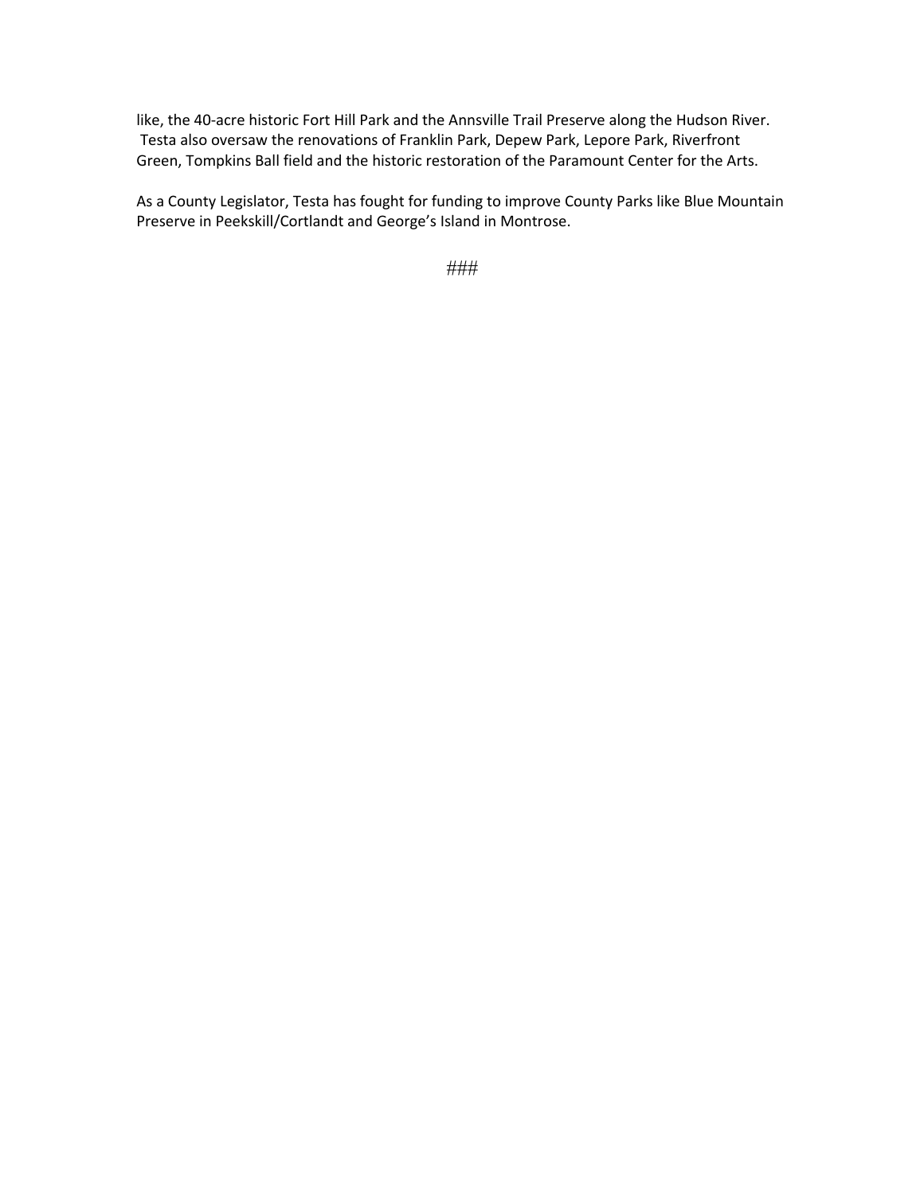like, the 40-acre historic Fort Hill Park and the Annsville Trail Preserve along the Hudson River. Testa also oversaw the renovations of Franklin Park, Depew Park, Lepore Park, Riverfront Green, Tompkins Ball field and the historic restoration of the Paramount Center for the Arts.

As a County Legislator, Testa has fought for funding to improve County Parks like Blue Mountain Preserve in Peekskill/Cortlandt and George's Island in Montrose.

###